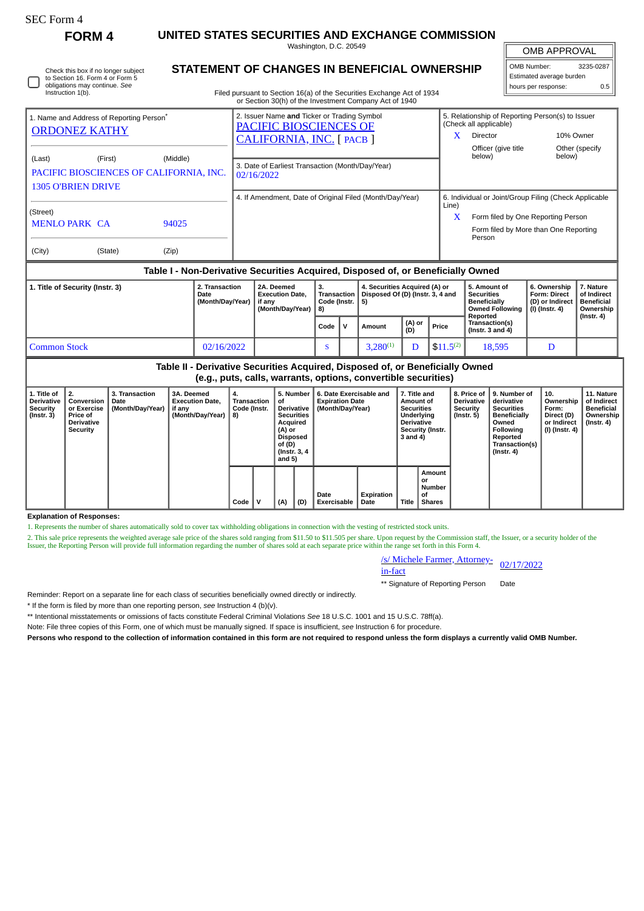SEC Form 4

# FORM 4

## UNITED STATES SECURITIES AND EXCHANGE COMMISSION

Washington, D.C. 20549

## STATEMENT OF CHANGES IN BENEFICIAL OWNERSHIP

Filed pursuant to Section 16(a) of the Securities Exchange Act of 1934 or Section 30(h) of the Investment Company Act of 1940

| OMB APPROVAL | |
|---|---|
| OMB Number: | 3235-0287 |
| Estimated average burden hours per response: | 0.5 |

☐ Check this box if no longer subject to Section 16. Form 4 or Form 5 obligations may continue. *See* Instruction 1(b).

**1. Name and Address of Reporting Person***

ORDONEZ KATHY

(Last) (First) (Middle)

PACIFIC BIOSCIENCES OF CALIFORNIA, INC.
1305 O'BRIEN DRIVE

(Street)

MENLO PARK CA 94025

(City) (State) (Zip)

**2. Issuer Name and Ticker or Trading Symbol**

PACIFIC BIOSCIENCES OF CALIFORNIA, INC. [ PACB ]

**3. Date of Earliest Transaction (Month/Day/Year)**

02/16/2022

**4. If Amendment, Date of Original Filed (Month/Day/Year)**

**5. Relationship of Reporting Person(s) to Issuer (Check all applicable)**

X Director
10% Owner
Officer (give title below)
Other (specify below)

**6. Individual or Joint/Group Filing (Check Applicable Line)**

X Form filed by One Reporting Person
Form filed by More than One Reporting Person

### Table I - Non-Derivative Securities Acquired, Disposed of, or Beneficially Owned

| 1. Title of Security (Instr. 3) | 2. Transaction Date (Month/Day/Year) | 2A. Deemed Execution Date, if any (Month/Day/Year) | 3. Transaction Code (Instr. 8) | | 4. Securities Acquired (A) or Disposed Of (D) (Instr. 3, 4 and 5) | | | 5. Amount of Securities Beneficially Owned Following Reported Transaction(s) (Instr. 3 and 4) | 6. Ownership Form: Direct (D) or Indirect (I) (Instr. 4) | 7. Nature of Indirect Beneficial Ownership (Instr. 4) |
|---|---|---|---|---|---|---|---|---|---|---|
| | | | Code | V | Amount | (A) or (D) | Price | | | |
| Common Stock | 02/16/2022 | | S | | 3,280[(1)] | D | $11.5[(2)] | 18,595 | D | |

### Table II - Derivative Securities Acquired, Disposed of, or Beneficially Owned (e.g., puts, calls, warrants, options, convertible securities)

| 1. Title of Derivative Security (Instr. 3) | 2. Conversion or Exercise Price of Derivative Security | 3. Transaction Date (Month/Day/Year) | 3A. Deemed Execution Date, if any (Month/Day/Year) | 4. Transaction Code (Instr. 8) | | 5. Number of Derivative Securities Acquired (A) or Disposed of (D) (Instr. 3, 4 and 5) | | 6. Date Exercisable and Expiration Date (Month/Day/Year) | | 7. Title and Amount of Securities Underlying Derivative Security (Instr. 3 and 4) | | 8. Price of Derivative Security (Instr. 5) | 9. Number of derivative Securities Beneficially Owned Following Reported Transaction(s) (Instr. 4) | 10. Ownership Form: Direct (D) or Indirect (I) (Instr. 4) | 11. Nature of Indirect Beneficial Ownership (Instr. 4) |
|---|---|---|---|---|---|---|---|---|---|---|---|---|---|---|---|
| | | | | Code | V | (A) | (D) | Date Exercisable | Expiration Date | Title | Amount or Number of Shares | | | | |

**Explanation of Responses:**

1. Represents the number of shares automatically sold to cover tax withholding obligations in connection with the vesting of restricted stock units.

2. This sale price represents the weighted average sale price of the shares sold ranging from $11.50 to $11.505 per share. Upon request by the Commission staff, the Issuer, or a security holder of the Issuer, the Reporting Person will provide full information regarding the number of shares sold at each separate price within the range set forth in this Form 4.

/s/ Michele Farmer, Attorney-in-fact — 02/17/2022

** Signature of Reporting Person — Date

Reminder: Report on a separate line for each class of securities beneficially owned directly or indirectly.

* If the form is filed by more than one reporting person, *see* Instruction 4 (b)(v).

** Intentional misstatements or omissions of facts constitute Federal Criminal Violations *See* 18 U.S.C. 1001 and 15 U.S.C. 78ff(a).

Note: File three copies of this Form, one of which must be manually signed. If space is insufficient, *see* Instruction 6 for procedure.

**Persons who respond to the collection of information contained in this form are not required to respond unless the form displays a currently valid OMB Number.**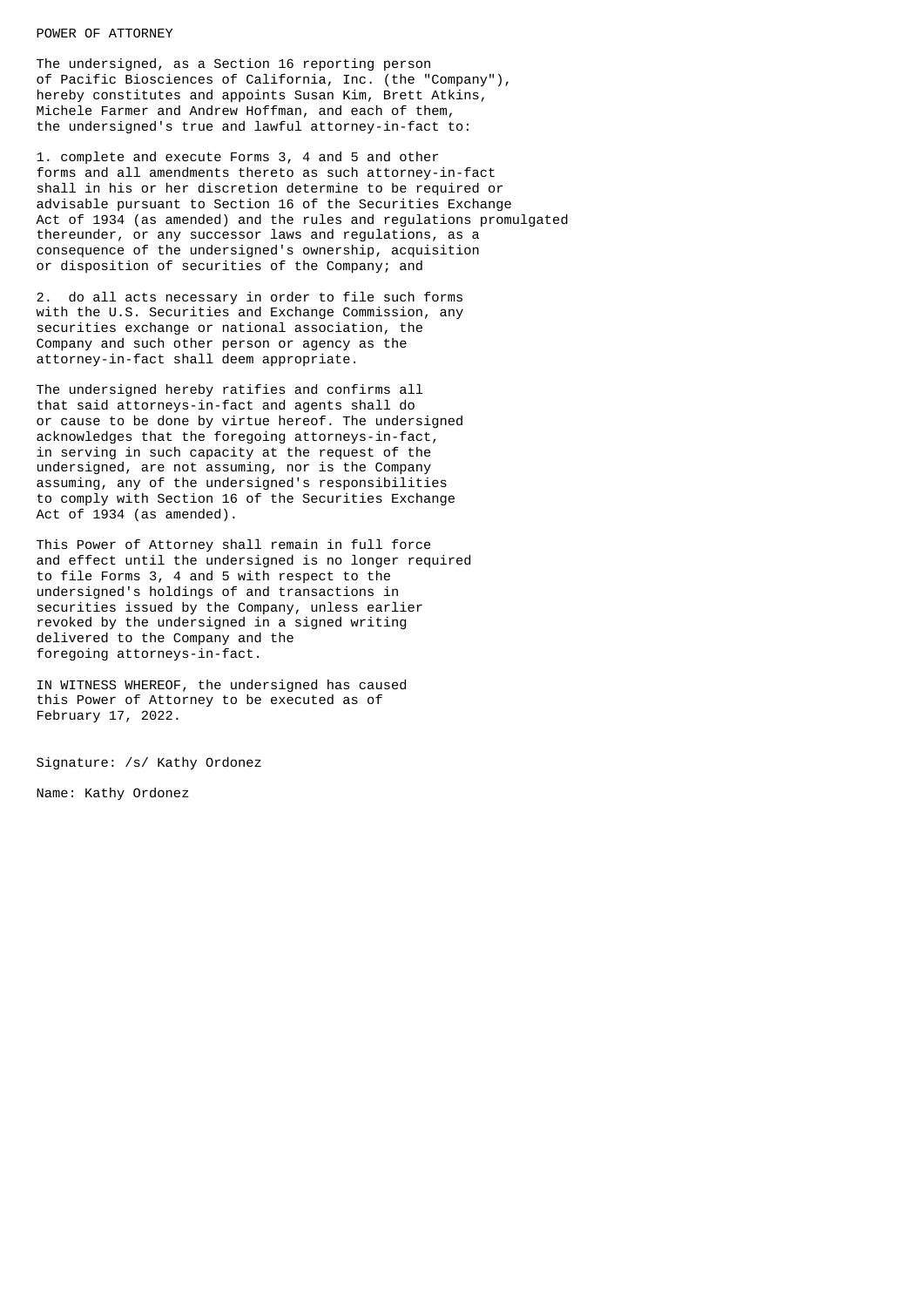# POWER OF ATTORNEY

The undersigned, as a Section 16 reporting person of Pacific Biosciences of California, Inc. (the "Company"), hereby constitutes and appoints Susan Kim, Brett Atkins, Michele Farmer and Andrew Hoffman, and each of them, the undersigned's true and lawful attorney-in-fact to:

1. complete and execute Forms 3, 4 and 5 and other forms and all amendments thereto as such attorney-in-fact shall in his or her discretion determine to be required or advisable pursuant to Section 16 of the Securities Exchange Act of 1934 (as amended) and the rules and regulations promulgated thereunder, or any successor laws and regulations, as a consequence of the undersigned's ownership, acquisition or disposition of securities of the Company; and

2. do all acts necessary in order to file such forms with the U.S. Securities and Exchange Commission, any securities exchange or national association, the Company and such other person or agency as the attorney-in-fact shall deem appropriate.

The undersigned hereby ratifies and confirms all that said attorneys-in-fact and agents shall do or cause to be done by virtue hereof. The undersigned acknowledges that the foregoing attorneys-in-fact, in serving in such capacity at the request of the undersigned, are not assuming, nor is the Company assuming, any of the undersigned's responsibilities to comply with Section 16 of the Securities Exchange Act of 1934 (as amended).

This Power of Attorney shall remain in full force and effect until the undersigned is no longer required to file Forms 3, 4 and 5 with respect to the undersigned's holdings of and transactions in securities issued by the Company, unless earlier revoked by the undersigned in a signed writing delivered to the Company and the foregoing attorneys-in-fact.

IN WITNESS WHEREOF, the undersigned has caused this Power of Attorney to be executed as of February 17, 2022.

Signature: /s/ Kathy Ordonez

Name: Kathy Ordonez